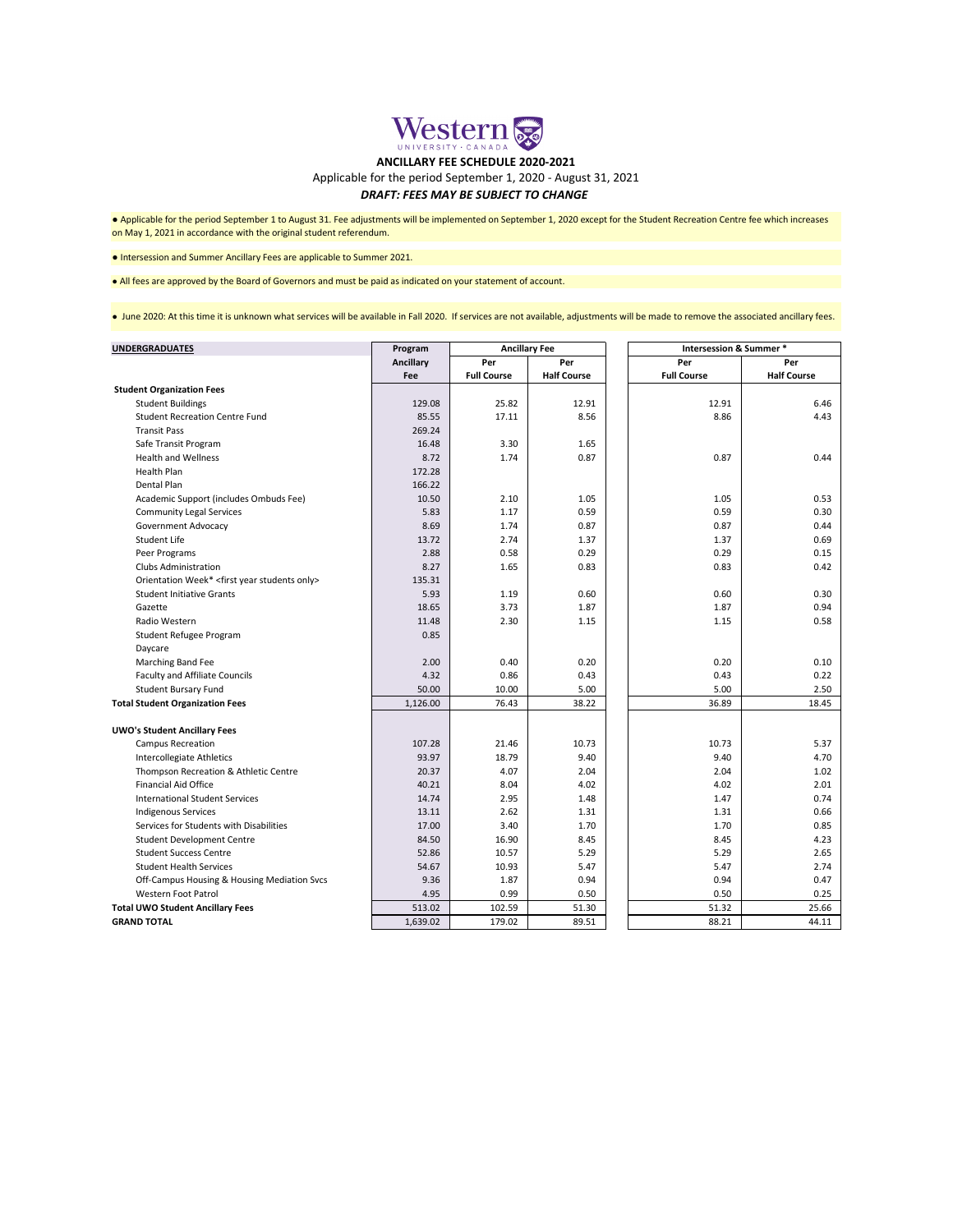Western UNIVERSITY · CANADA

**ANCILLARY FEE SCHEDULE 2020-2021**

Applicable for the period September 1, 2020 - August 31, 2021

***DRAFT: FEES MAY BE SUBJECT TO CHANGE***

● Applicable for the period September 1 to August 31. Fee adjustments will be implemented on September 1, 2020 except for the Student Recreation Centre fee which increases on May 1, 2021 in accordance with the original student referendum.

● Intersession and Summer Ancillary Fees are applicable to Summer 2021.

● All fees are approved by the Board of Governors and must be paid as indicated on your statement of account.

● June 2020: At this time it is unknown what services will be available in Fall 2020. If services are not available, adjustments will be made to remove the associated ancillary fees.

| UNDERGRADUATES | Program | Ancillary Fee | | Intersession & Summer * | |
|---|---|---|---|---|---|
| | Ancillary Fee | Per Full Course | Per Half Course | Per Full Course | Per Half Course |
| **Student Organization Fees** | | | | | |
| Student Buildings | 129.08 | 25.82 | 12.91 | 12.91 | 6.46 |
| Student Recreation Centre Fund | 85.55 | 17.11 | 8.56 | 8.86 | 4.43 |
| Transit Pass | 269.24 | | | | |
| Safe Transit Program | 16.48 | 3.30 | 1.65 | | |
| Health and Wellness | 8.72 | 1.74 | 0.87 | 0.87 | 0.44 |
| Health Plan | 172.28 | | | | |
| Dental Plan | 166.22 | | | | |
| Academic Support (includes Ombuds Fee) | 10.50 | 2.10 | 1.05 | 1.05 | 0.53 |
| Community Legal Services | 5.83 | 1.17 | 0.59 | 0.59 | 0.30 |
| Government Advocacy | 8.69 | 1.74 | 0.87 | 0.87 | 0.44 |
| Student Life | 13.72 | 2.74 | 1.37 | 1.37 | 0.69 |
| Peer Programs | 2.88 | 0.58 | 0.29 | 0.29 | 0.15 |
| Clubs Administration | 8.27 | 1.65 | 0.83 | 0.83 | 0.42 |
| Orientation Week* <first year students only> | 135.31 | | | | |
| Student Initiative Grants | 5.93 | 1.19 | 0.60 | 0.60 | 0.30 |
| Gazette | 18.65 | 3.73 | 1.87 | 1.87 | 0.94 |
| Radio Western | 11.48 | 2.30 | 1.15 | 1.15 | 0.58 |
| Student Refugee Program | 0.85 | | | | |
| Daycare | | | | | |
| Marching Band Fee | 2.00 | 0.40 | 0.20 | 0.20 | 0.10 |
| Faculty and Affiliate Councils | 4.32 | 0.86 | 0.43 | 0.43 | 0.22 |
| Student Bursary Fund | 50.00 | 10.00 | 5.00 | 5.00 | 2.50 |
| **Total Student Organization Fees** | 1,126.00 | 76.43 | 38.22 | 36.89 | 18.45 |
| | | | | | |
| **UWO's Student Ancillary Fees** | | | | | |
| Campus Recreation | 107.28 | 21.46 | 10.73 | 10.73 | 5.37 |
| Intercollegiate Athletics | 93.97 | 18.79 | 9.40 | 9.40 | 4.70 |
| Thompson Recreation & Athletic Centre | 20.37 | 4.07 | 2.04 | 2.04 | 1.02 |
| Financial Aid Office | 40.21 | 8.04 | 4.02 | 4.02 | 2.01 |
| International Student Services | 14.74 | 2.95 | 1.48 | 1.47 | 0.74 |
| Indigenous Services | 13.11 | 2.62 | 1.31 | 1.31 | 0.66 |
| Services for Students with Disabilities | 17.00 | 3.40 | 1.70 | 1.70 | 0.85 |
| Student Development Centre | 84.50 | 16.90 | 8.45 | 8.45 | 4.23 |
| Student Success Centre | 52.86 | 10.57 | 5.29 | 5.29 | 2.65 |
| Student Health Services | 54.67 | 10.93 | 5.47 | 5.47 | 2.74 |
| Off-Campus Housing & Housing Mediation Svcs | 9.36 | 1.87 | 0.94 | 0.94 | 0.47 |
| Western Foot Patrol | 4.95 | 0.99 | 0.50 | 0.50 | 0.25 |
| **Total UWO Student Ancillary Fees** | 513.02 | 102.59 | 51.30 | 51.32 | 25.66 |
| **GRAND TOTAL** | 1,639.02 | 179.02 | 89.51 | 88.21 | 44.11 |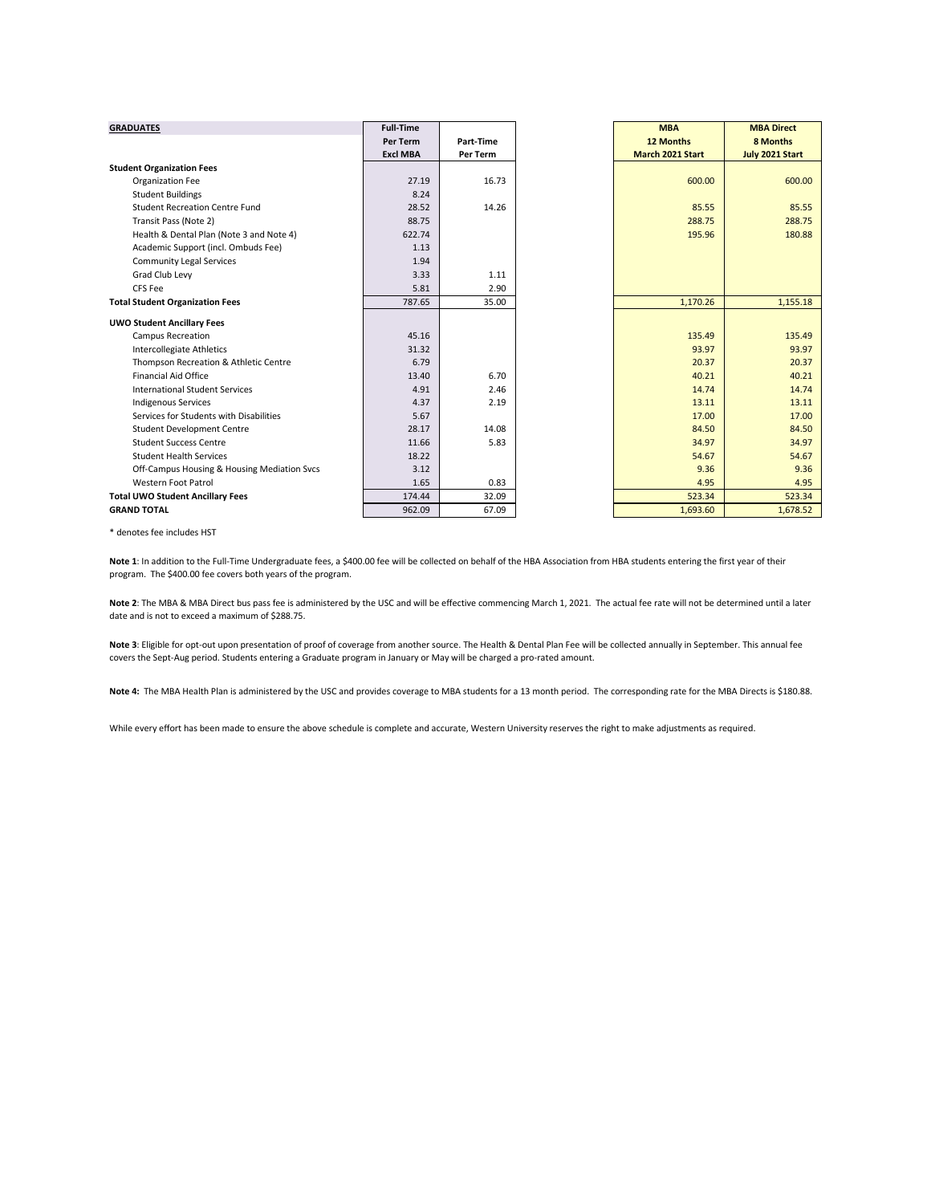| GRADUATES | Full-Time Per Term Excl MBA | Part-Time Per Term | MBA 12 Months March 2021 Start | MBA Direct 8 Months July 2021 Start |
|---|---|---|---|---|
| **Student Organization Fees** | | | | |
| Organization Fee | 27.19 | 16.73 | 600.00 | 600.00 |
| Student Buildings | 8.24 | | | |
| Student Recreation Centre Fund | 28.52 | 14.26 | 85.55 | 85.55 |
| Transit Pass (Note 2) | 88.75 | | 288.75 | 288.75 |
| Health & Dental Plan (Note 3 and Note 4) | 622.74 | | 195.96 | 180.88 |
| Academic Support (incl. Ombuds Fee) | 1.13 | | | |
| Community Legal Services | 1.94 | | | |
| Grad Club Levy | 3.33 | 1.11 | | |
| CFS Fee | 5.81 | 2.90 | | |
| **Total Student Organization Fees** | 787.65 | 35.00 | 1,170.26 | 1,155.18 |
| **UWO Student Ancillary Fees** | | | | |
| Campus Recreation | 45.16 | | 135.49 | 135.49 |
| Intercollegiate Athletics | 31.32 | | 93.97 | 93.97 |
| Thompson Recreation & Athletic Centre | 6.79 | | 20.37 | 20.37 |
| Financial Aid Office | 13.40 | 6.70 | 40.21 | 40.21 |
| International Student Services | 4.91 | 2.46 | 14.74 | 14.74 |
| Indigenous Services | 4.37 | 2.19 | 13.11 | 13.11 |
| Services for Students with Disabilities | 5.67 | | 17.00 | 17.00 |
| Student Development Centre | 28.17 | 14.08 | 84.50 | 84.50 |
| Student Success Centre | 11.66 | 5.83 | 34.97 | 34.97 |
| Student Health Services | 18.22 | | 54.67 | 54.67 |
| Off-Campus Housing & Housing Mediation Svcs | 3.12 | | 9.36 | 9.36 |
| Western Foot Patrol | 1.65 | 0.83 | 4.95 | 4.95 |
| **Total UWO Student Ancillary Fees** | 174.44 | 32.09 | 523.34 | 523.34 |
| **GRAND TOTAL** | 962.09 | 67.09 | 1,693.60 | 1,678.52 |

* denotes fee includes HST

**Note 1**: In addition to the Full-Time Undergraduate fees, a $400.00 fee will be collected on behalf of the HBA Association from HBA students entering the first year of their program. The $400.00 fee covers both years of the program.

**Note 2**: The MBA & MBA Direct bus pass fee is administered by the USC and will be effective commencing March 1, 2021. The actual fee rate will not be determined until a later date and is not to exceed a maximum of $288.75.

**Note 3**: Eligible for opt-out upon presentation of proof of coverage from another source. The Health & Dental Plan Fee will be collected annually in September. This annual fee covers the Sept-Aug period. Students entering a Graduate program in January or May will be charged a pro-rated amount.

**Note 4:** The MBA Health Plan is administered by the USC and provides coverage to MBA students for a 13 month period. The corresponding rate for the MBA Directs is $180.88.

While every effort has been made to ensure the above schedule is complete and accurate, Western University reserves the right to make adjustments as required.